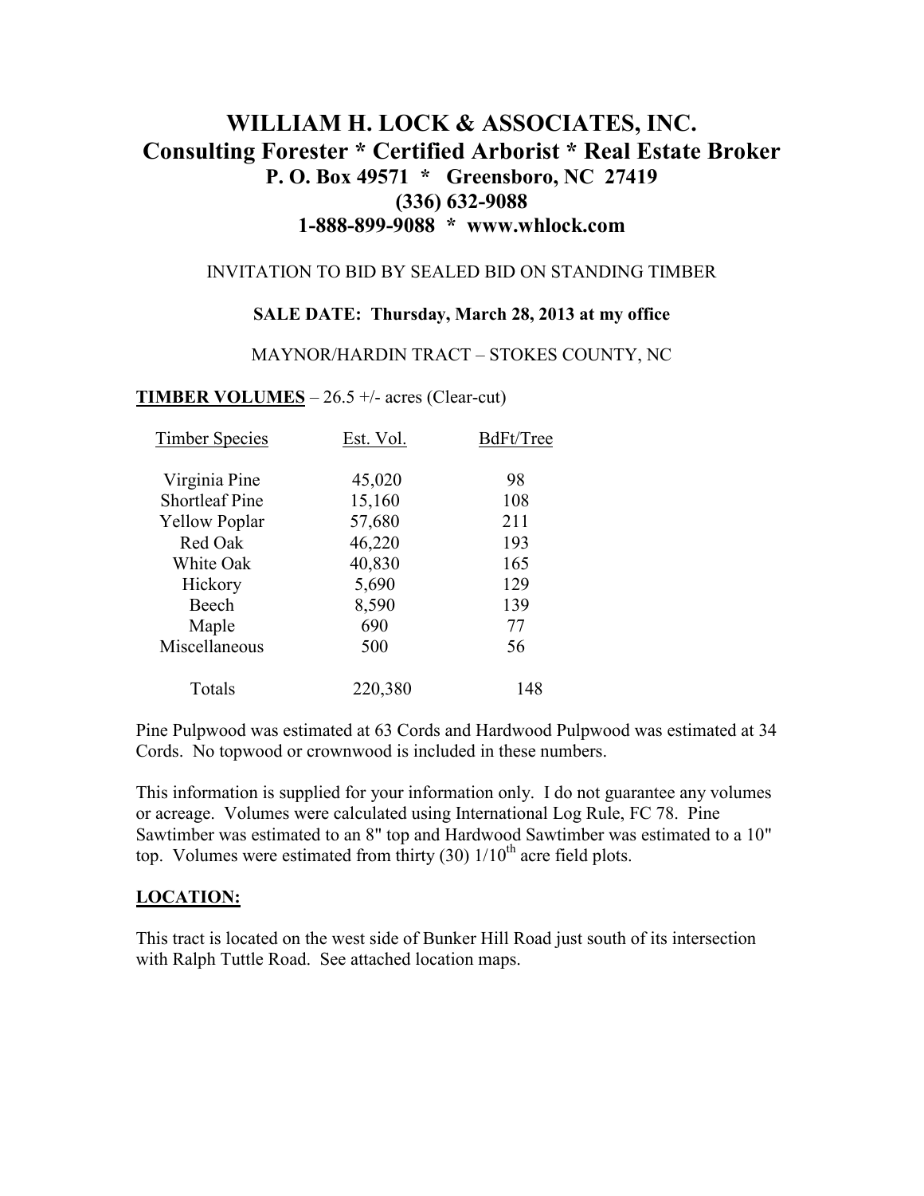# WILLIAM H. LOCK & ASSOCIATES, INC.
## Consulting Forester * Certified Arborist * Real Estate Broker
**P. O. Box 49571 * Greensboro, NC 27419**
**(336) 632-9088**
**1-888-899-9088 * www.whlock.com**

INVITATION TO BID BY SEALED BID ON STANDING TIMBER

**SALE DATE: Thursday, March 28, 2013 at my office**

MAYNOR/HARDIN TRACT – STOKES COUNTY, NC

**TIMBER VOLUMES** – 26.5 +/- acres (Clear-cut)

| Timber Species | Est. Vol. | BdFt/Tree |
|---|---|---|
| Virginia Pine | 45,020 | 98 |
| Shortleaf Pine | 15,160 | 108 |
| Yellow Poplar | 57,680 | 211 |
| Red Oak | 46,220 | 193 |
| White Oak | 40,830 | 165 |
| Hickory | 5,690 | 129 |
| Beech | 8,590 | 139 |
| Maple | 690 | 77 |
| Miscellaneous | 500 | 56 |
| Totals | 220,380 | 148 |

Pine Pulpwood was estimated at 63 Cords and Hardwood Pulpwood was estimated at 34 Cords. No topwood or crownwood is included in these numbers.

This information is supplied for your information only. I do not guarantee any volumes or acreage. Volumes were calculated using International Log Rule, FC 78. Pine Sawtimber was estimated to an 8" top and Hardwood Sawtimber was estimated to a 10" top. Volumes were estimated from thirty (30) 1/10th acre field plots.

**LOCATION:**

This tract is located on the west side of Bunker Hill Road just south of its intersection with Ralph Tuttle Road. See attached location maps.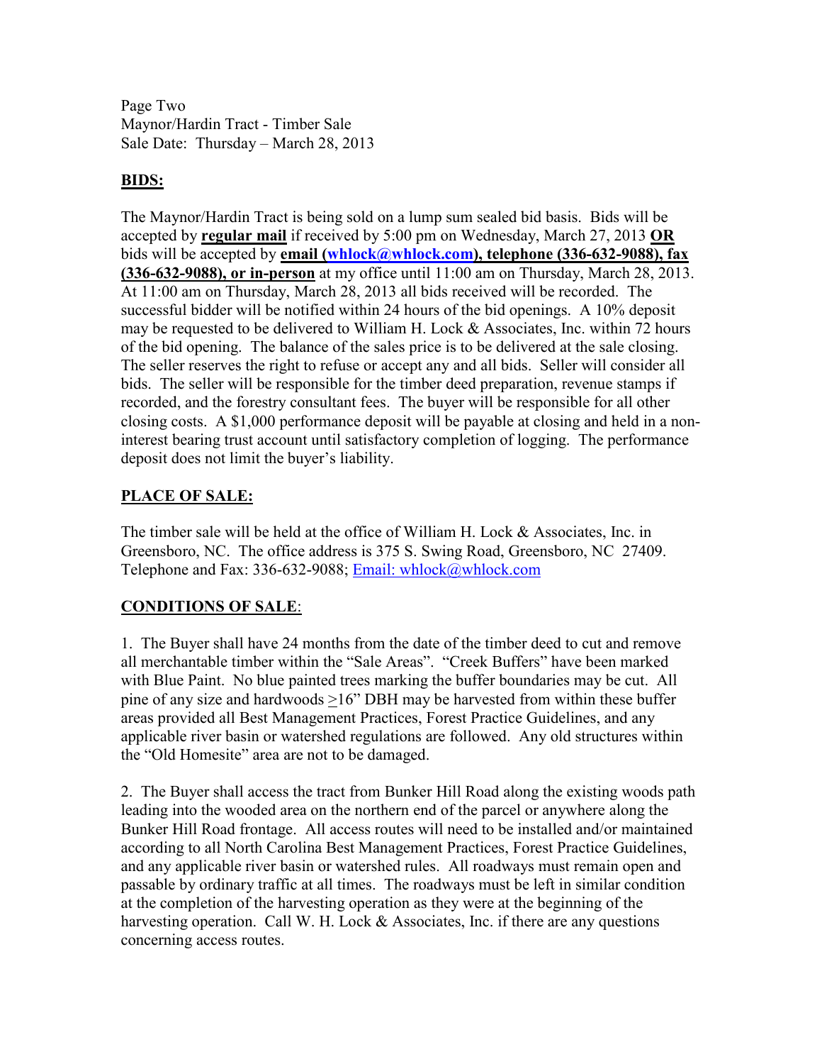Page Two
Maynor/Hardin Tract - Timber Sale
Sale Date: Thursday – March 28, 2013

## BIDS:

The Maynor/Hardin Tract is being sold on a lump sum sealed bid basis. Bids will be accepted by **regular mail** if received by 5:00 pm on Wednesday, March 27, 2013 **OR** bids will be accepted by **email (whlock@whlock.com), telephone (336-632-9088), fax (336-632-9088), or in-person** at my office until 11:00 am on Thursday, March 28, 2013. At 11:00 am on Thursday, March 28, 2013 all bids received will be recorded. The successful bidder will be notified within 24 hours of the bid openings. A 10% deposit may be requested to be delivered to William H. Lock & Associates, Inc. within 72 hours of the bid opening. The balance of the sales price is to be delivered at the sale closing. The seller reserves the right to refuse or accept any and all bids. Seller will consider all bids. The seller will be responsible for the timber deed preparation, revenue stamps if recorded, and the forestry consultant fees. The buyer will be responsible for all other closing costs. A $1,000 performance deposit will be payable at closing and held in a non-interest bearing trust account until satisfactory completion of logging. The performance deposit does not limit the buyer's liability.

## PLACE OF SALE:

The timber sale will be held at the office of William H. Lock & Associates, Inc. in Greensboro, NC. The office address is 375 S. Swing Road, Greensboro, NC 27409. Telephone and Fax: 336-632-9088; Email: whlock@whlock.com

## CONDITIONS OF SALE:

1. The Buyer shall have 24 months from the date of the timber deed to cut and remove all merchantable timber within the "Sale Areas". "Creek Buffers" have been marked with Blue Paint. No blue painted trees marking the buffer boundaries may be cut. All pine of any size and hardwoods ≥16" DBH may be harvested from within these buffer areas provided all Best Management Practices, Forest Practice Guidelines, and any applicable river basin or watershed regulations are followed. Any old structures within the "Old Homesite" area are not to be damaged.

2. The Buyer shall access the tract from Bunker Hill Road along the existing woods path leading into the wooded area on the northern end of the parcel or anywhere along the Bunker Hill Road frontage. All access routes will need to be installed and/or maintained according to all North Carolina Best Management Practices, Forest Practice Guidelines, and any applicable river basin or watershed rules. All roadways must remain open and passable by ordinary traffic at all times. The roadways must be left in similar condition at the completion of the harvesting operation as they were at the beginning of the harvesting operation. Call W. H. Lock & Associates, Inc. if there are any questions concerning access routes.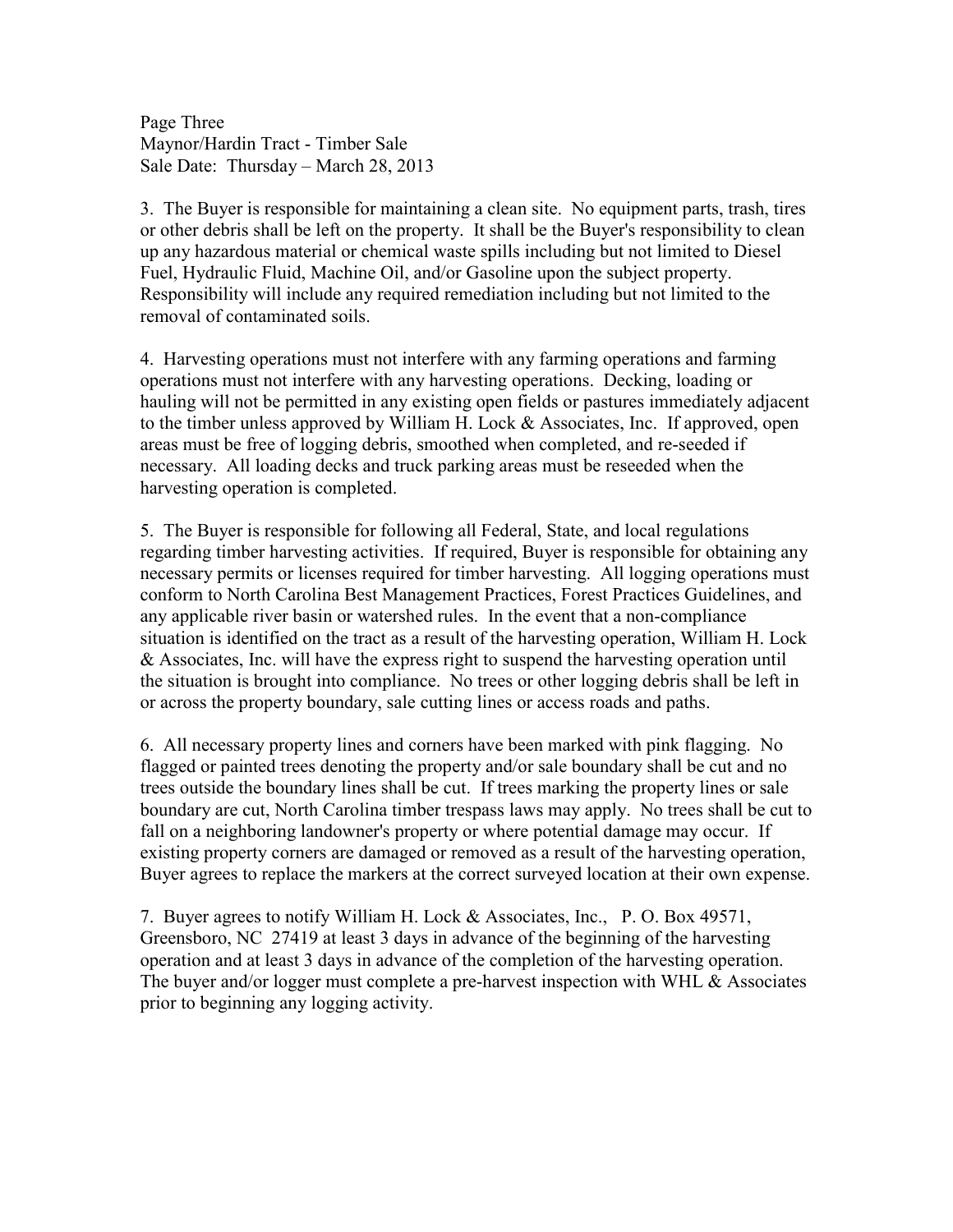3. The Buyer is responsible for maintaining a clean site. No equipment parts, trash, tires or other debris shall be left on the property. It shall be the Buyer's responsibility to clean up any hazardous material or chemical waste spills including but not limited to Diesel Fuel, Hydraulic Fluid, Machine Oil, and/or Gasoline upon the subject property. Responsibility will include any required remediation including but not limited to the removal of contaminated soils.

4. Harvesting operations must not interfere with any farming operations and farming operations must not interfere with any harvesting operations. Decking, loading or hauling will not be permitted in any existing open fields or pastures immediately adjacent to the timber unless approved by William H. Lock & Associates, Inc. If approved, open areas must be free of logging debris, smoothed when completed, and re-seeded if necessary. All loading decks and truck parking areas must be reseeded when the harvesting operation is completed.

5. The Buyer is responsible for following all Federal, State, and local regulations regarding timber harvesting activities. If required, Buyer is responsible for obtaining any necessary permits or licenses required for timber harvesting. All logging operations must conform to North Carolina Best Management Practices, Forest Practices Guidelines, and any applicable river basin or watershed rules. In the event that a non-compliance situation is identified on the tract as a result of the harvesting operation, William H. Lock & Associates, Inc. will have the express right to suspend the harvesting operation until the situation is brought into compliance. No trees or other logging debris shall be left in or across the property boundary, sale cutting lines or access roads and paths.

6. All necessary property lines and corners have been marked with pink flagging. No flagged or painted trees denoting the property and/or sale boundary shall be cut and no trees outside the boundary lines shall be cut. If trees marking the property lines or sale boundary are cut, North Carolina timber trespass laws may apply. No trees shall be cut to fall on a neighboring landowner's property or where potential damage may occur. If existing property corners are damaged or removed as a result of the harvesting operation, Buyer agrees to replace the markers at the correct surveyed location at their own expense.

7. Buyer agrees to notify William H. Lock & Associates, Inc., P. O. Box 49571, Greensboro, NC 27419 at least 3 days in advance of the beginning of the harvesting operation and at least 3 days in advance of the completion of the harvesting operation. The buyer and/or logger must complete a pre-harvest inspection with WHL & Associates prior to beginning any logging activity.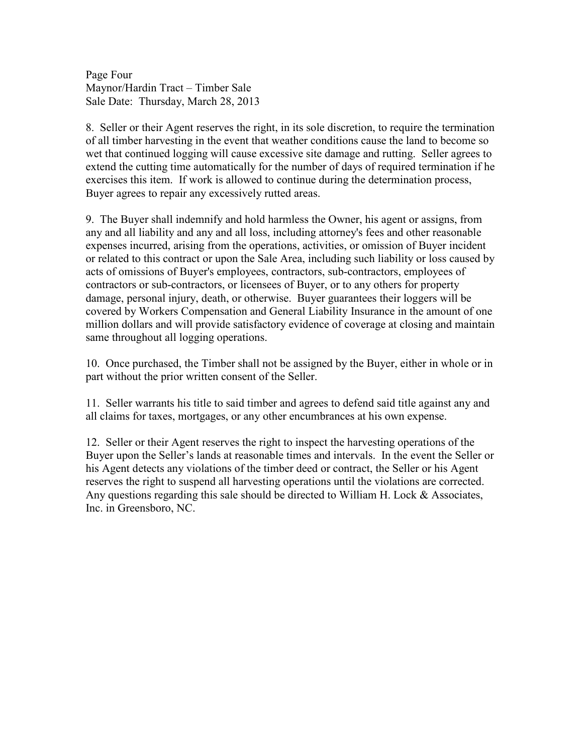8. Seller or their Agent reserves the right, in its sole discretion, to require the termination of all timber harvesting in the event that weather conditions cause the land to become so wet that continued logging will cause excessive site damage and rutting. Seller agrees to extend the cutting time automatically for the number of days of required termination if he exercises this item. If work is allowed to continue during the determination process, Buyer agrees to repair any excessively rutted areas.

9. The Buyer shall indemnify and hold harmless the Owner, his agent or assigns, from any and all liability and any and all loss, including attorney's fees and other reasonable expenses incurred, arising from the operations, activities, or omission of Buyer incident or related to this contract or upon the Sale Area, including such liability or loss caused by acts of omissions of Buyer's employees, contractors, sub-contractors, employees of contractors or sub-contractors, or licensees of Buyer, or to any others for property damage, personal injury, death, or otherwise. Buyer guarantees their loggers will be covered by Workers Compensation and General Liability Insurance in the amount of one million dollars and will provide satisfactory evidence of coverage at closing and maintain same throughout all logging operations.

10. Once purchased, the Timber shall not be assigned by the Buyer, either in whole or in part without the prior written consent of the Seller.

11. Seller warrants his title to said timber and agrees to defend said title against any and all claims for taxes, mortgages, or any other encumbrances at his own expense.

12. Seller or their Agent reserves the right to inspect the harvesting operations of the Buyer upon the Seller's lands at reasonable times and intervals. In the event the Seller or his Agent detects any violations of the timber deed or contract, the Seller or his Agent reserves the right to suspend all harvesting operations until the violations are corrected. Any questions regarding this sale should be directed to William H. Lock & Associates, Inc. in Greensboro, NC.